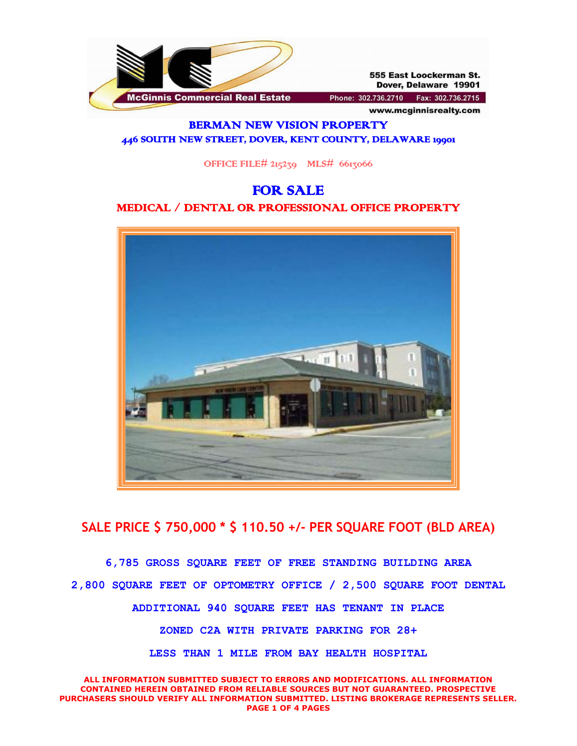555 East Loockerman St.
Dover, Delaware 19901

McGinnis Commercial Real Estate

Phone: 302.736.2710 Fax: 302.736.2715

www.mcginnisrealty.com

# BERMAN NEW VISION PROPERTY

## 446 SOUTH NEW STREET, DOVER, KENT COUNTY, DELAWARE 19901

OFFICE FILE# 215239 MLS# 6613066

# FOR SALE

## MEDICAL / DENTAL OR PROFESSIONAL OFFICE PROPERTY

## SALE PRICE $ 750,000 * $ 110.50 +/- PER SQUARE FOOT (BLD AREA)

**6,785 GROSS SQUARE FEET OF FREE STANDING BUILDING AREA**

**2,800 SQUARE FEET OF OPTOMETRY OFFICE / 2,500 SQUARE FOOT DENTAL**

**ADDITIONAL 940 SQUARE FEET HAS TENANT IN PLACE**

**ZONED C2A WITH PRIVATE PARKING FOR 28+**

**LESS THAN 1 MILE FROM BAY HEALTH HOSPITAL**

**ALL INFORMATION SUBMITTED SUBJECT TO ERRORS AND MODIFICATIONS. ALL INFORMATION CONTAINED HEREIN OBTAINED FROM RELIABLE SOURCES BUT NOT GUARANTEED. PROSPECTIVE PURCHASERS SHOULD VERIFY ALL INFORMATION SUBMITTED. LISTING BROKERAGE REPRESENTS SELLER.**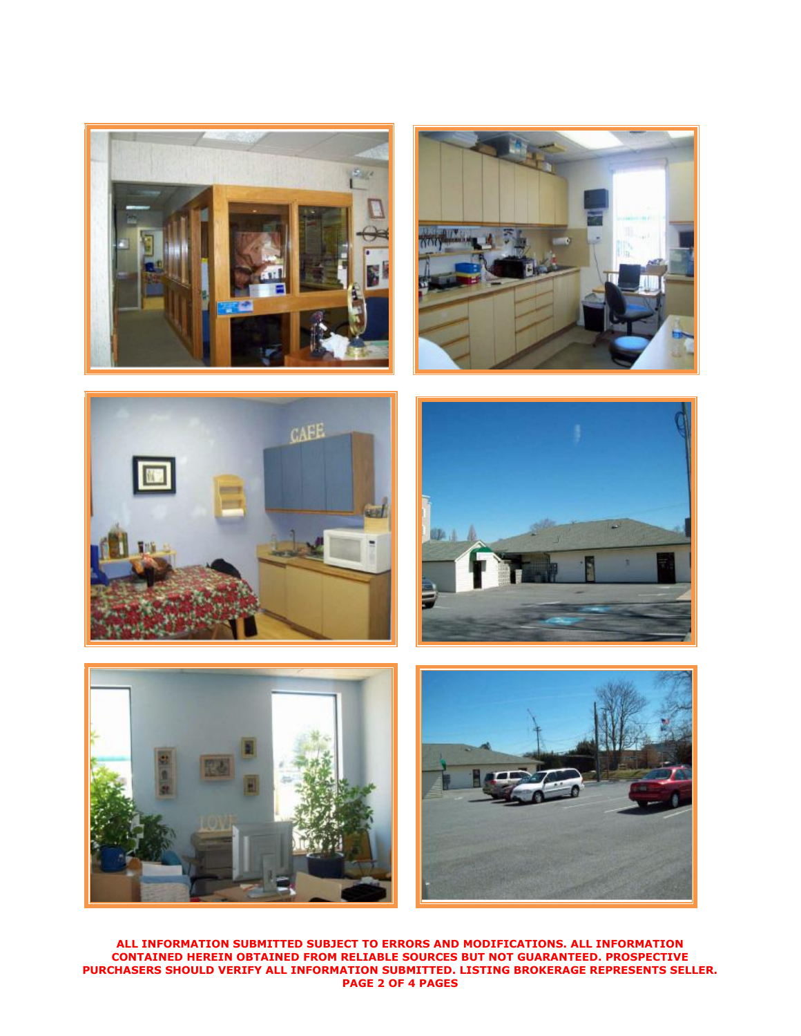**ALL INFORMATION SUBMITTED SUBJECT TO ERRORS AND MODIFICATIONS. ALL INFORMATION CONTAINED HEREIN OBTAINED FROM RELIABLE SOURCES BUT NOT GUARANTEED. PROSPECTIVE PURCHASERS SHOULD VERIFY ALL INFORMATION SUBMITTED. LISTING BROKERAGE REPRESENTS SELLER.**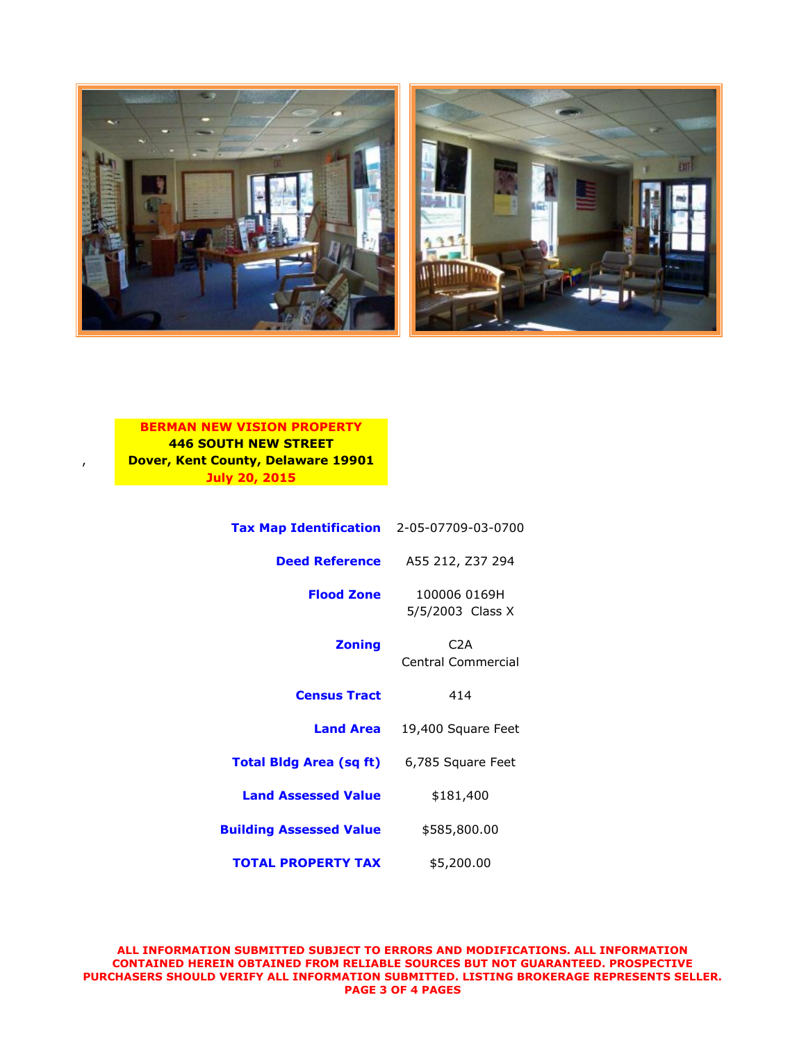**BERMAN NEW VISION PROPERTY**
**446 SOUTH NEW STREET**
**Dover, Kent County, Delaware 19901**
**July 20, 2015**

| | |
|---|---|
| **Tax Map Identification** | 2-05-07709-03-0700 |
| **Deed Reference** | A55 212, Z37 294 |
| **Flood Zone** | 100006 0169H 5/5/2003 Class X |
| **Zoning** | C2A Central Commercial |
| **Census Tract** | 414 |
| **Land Area** | 19,400 Square Feet |
| **Total Bldg Area (sq ft)** | 6,785 Square Feet |
| **Land Assessed Value** | $181,400 |
| **Building Assessed Value** | $585,800.00 |
| **TOTAL PROPERTY TAX** | $5,200.00 |

**ALL INFORMATION SUBMITTED SUBJECT TO ERRORS AND MODIFICATIONS. ALL INFORMATION CONTAINED HEREIN OBTAINED FROM RELIABLE SOURCES BUT NOT GUARANTEED. PROSPECTIVE PURCHASERS SHOULD VERIFY ALL INFORMATION SUBMITTED. LISTING BROKERAGE REPRESENTS SELLER.**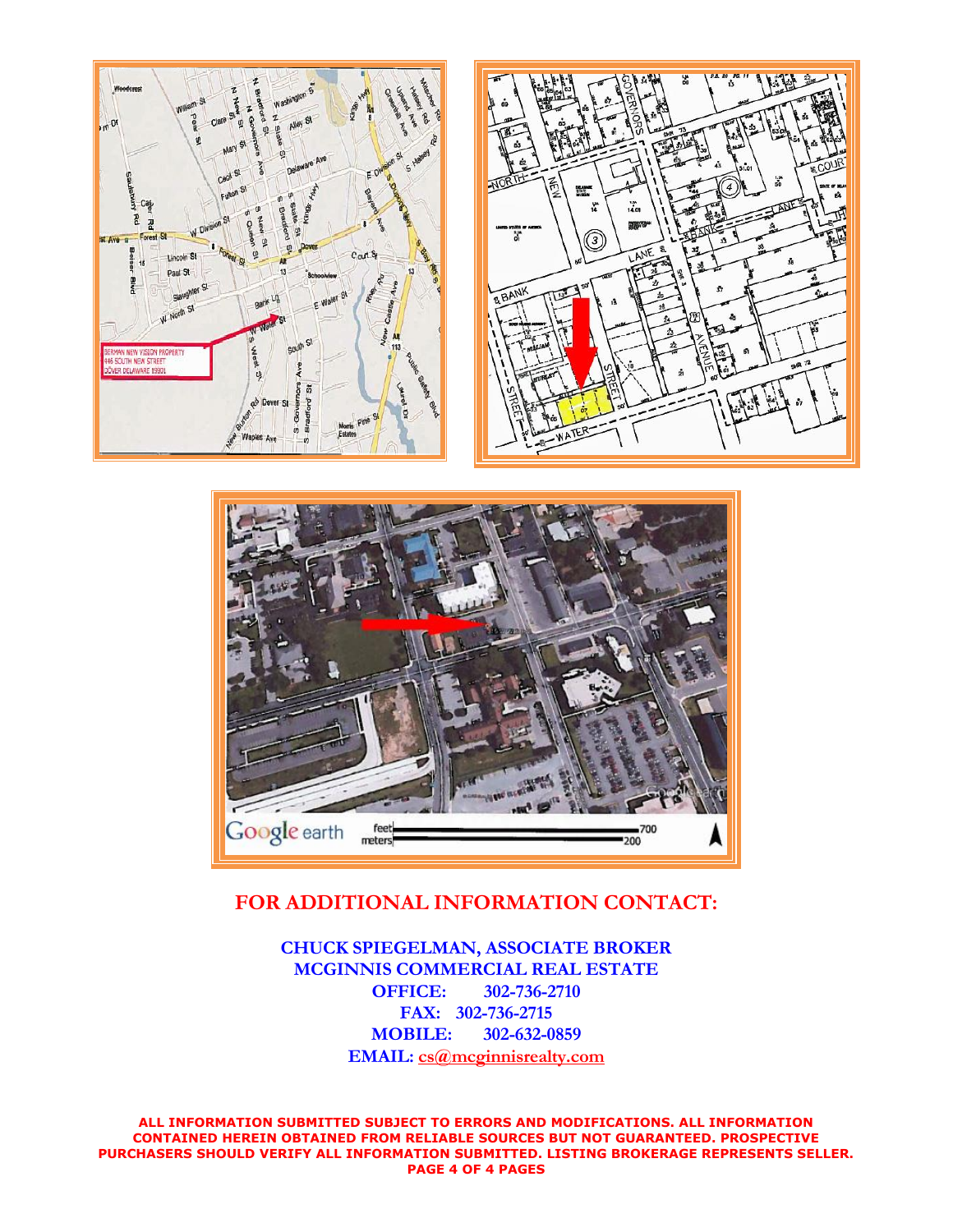## FOR ADDITIONAL INFORMATION CONTACT:

**CHUCK SPIEGELMAN, ASSOCIATE BROKER**
**MCGINNIS COMMERCIAL REAL ESTATE**
**OFFICE: 302-736-2710**
**FAX: 302-736-2715**
**MOBILE: 302-632-0859**
**EMAIL: cs@mcginnisrealty.com**

**ALL INFORMATION SUBMITTED SUBJECT TO ERRORS AND MODIFICATIONS. ALL INFORMATION CONTAINED HEREIN OBTAINED FROM RELIABLE SOURCES BUT NOT GUARANTEED. PROSPECTIVE PURCHASERS SHOULD VERIFY ALL INFORMATION SUBMITTED. LISTING BROKERAGE REPRESENTS SELLER.**